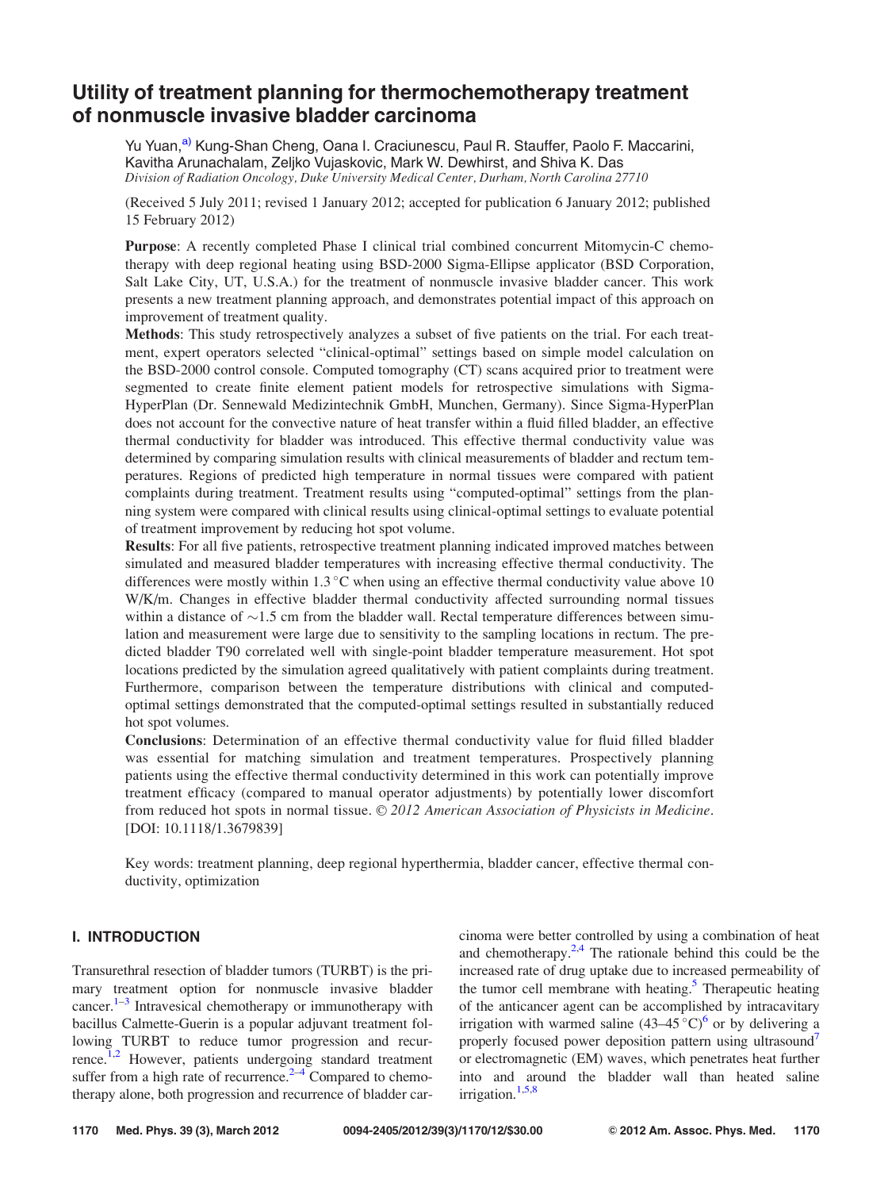# Utility of treatment planning for thermochemotherapy treatment of nonmuscle invasive bladder carcinoma

Yu Yuan,[a)] Kung-Shan Cheng, Oana I. Craciunescu, Paul R. Stauffer, Paolo F. Maccarini, Kavitha Arunachalam, Zeljko Vujaskovic, Mark W. Dewhirst, and Shiva K. Das

*Division of Radiation Oncology, Duke University Medical Center, Durham, North Carolina 27710*

(Received 5 July 2011; revised 1 January 2012; accepted for publication 6 January 2012; published 15 February 2012)

**Purpose**: A recently completed Phase I clinical trial combined concurrent Mitomycin-C chemotherapy with deep regional heating using BSD-2000 Sigma-Ellipse applicator (BSD Corporation, Salt Lake City, UT, U.S.A.) for the treatment of nonmuscle invasive bladder cancer. This work presents a new treatment planning approach, and demonstrates potential impact of this approach on improvement of treatment quality.

**Methods**: This study retrospectively analyzes a subset of five patients on the trial. For each treatment, expert operators selected "clinical-optimal" settings based on simple model calculation on the BSD-2000 control console. Computed tomography (CT) scans acquired prior to treatment were segmented to create finite element patient models for retrospective simulations with Sigma-HyperPlan (Dr. Sennewald Medizintechnik GmbH, Munchen, Germany). Since Sigma-HyperPlan does not account for the convective nature of heat transfer within a fluid filled bladder, an effective thermal conductivity for bladder was introduced. This effective thermal conductivity value was determined by comparing simulation results with clinical measurements of bladder and rectum temperatures. Regions of predicted high temperature in normal tissues were compared with patient complaints during treatment. Treatment results using "computed-optimal" settings from the planning system were compared with clinical results using clinical-optimal settings to evaluate potential of treatment improvement by reducing hot spot volume.

**Results**: For all five patients, retrospective treatment planning indicated improved matches between simulated and measured bladder temperatures with increasing effective thermal conductivity. The differences were mostly within 1.3 °C when using an effective thermal conductivity value above 10 W/K/m. Changes in effective bladder thermal conductivity affected surrounding normal tissues within a distance of ~1.5 cm from the bladder wall. Rectal temperature differences between simulation and measurement were large due to sensitivity to the sampling locations in rectum. The predicted bladder T90 correlated well with single-point bladder temperature measurement. Hot spot locations predicted by the simulation agreed qualitatively with patient complaints during treatment. Furthermore, comparison between the temperature distributions with clinical and computed-optimal settings demonstrated that the computed-optimal settings resulted in substantially reduced hot spot volumes.

**Conclusions**: Determination of an effective thermal conductivity value for fluid filled bladder was essential for matching simulation and treatment temperatures. Prospectively planning patients using the effective thermal conductivity determined in this work can potentially improve treatment efficacy (compared to manual operator adjustments) by potentially lower discomfort from reduced hot spots in normal tissue. *© 2012 American Association of Physicists in Medicine*. [DOI: 10.1118/1.3679839]

Key words: treatment planning, deep regional hyperthermia, bladder cancer, effective thermal conductivity, optimization

## I. INTRODUCTION

Transurethral resection of bladder tumors (TURBT) is the primary treatment option for nonmuscle invasive bladder cancer.[1–3] Intravesical chemotherapy or immunotherapy with bacillus Calmette-Guerin is a popular adjuvant treatment following TURBT to reduce tumor progression and recurrence.[1,2] However, patients undergoing standard treatment suffer from a high rate of recurrence.[2–4] Compared to chemotherapy alone, both progression and recurrence of bladder carcinoma were better controlled by using a combination of heat and chemotherapy.[2,4] The rationale behind this could be the increased rate of drug uptake due to increased permeability of the tumor cell membrane with heating.[5] Therapeutic heating of the anticancer agent can be accomplished by intracavitary irrigation with warmed saline (43–45 °C)[6] or by delivering a properly focused power deposition pattern using ultrasound[7] or electromagnetic (EM) waves, which penetrates heat further into and around the bladder wall than heated saline irrigation.[1,5,8]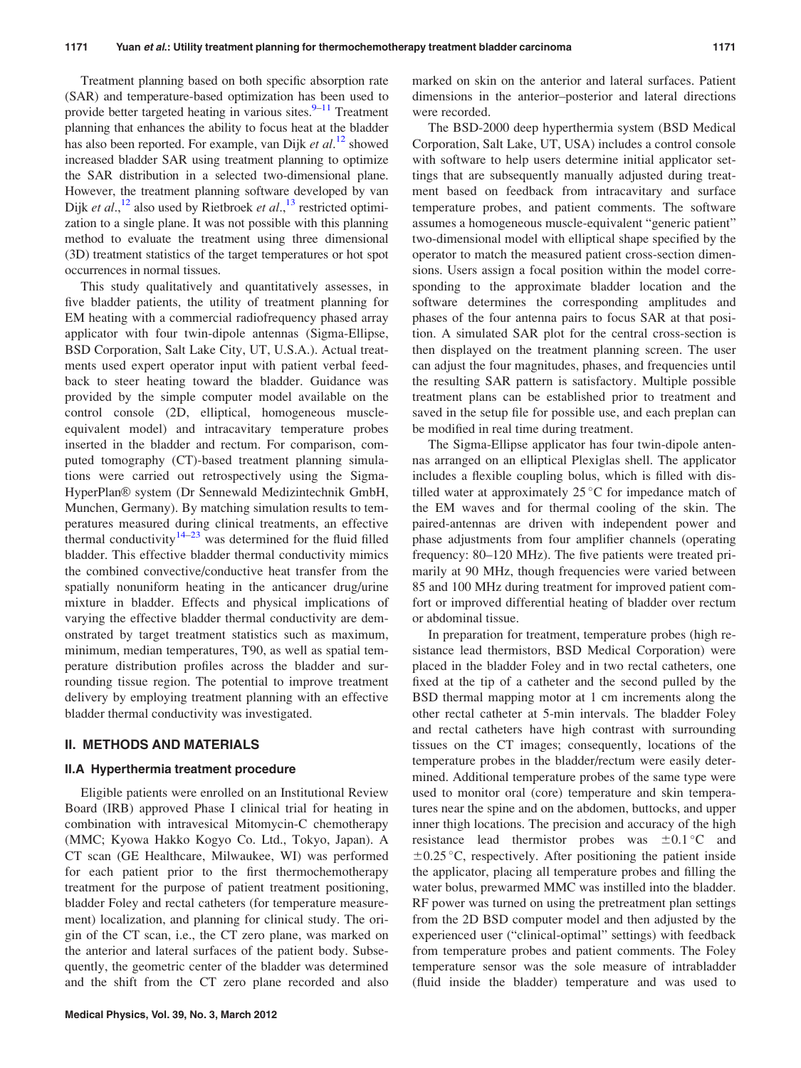Treatment planning based on both specific absorption rate (SAR) and temperature-based optimization has been used to provide better targeted heating in various sites.[9–11] Treatment planning that enhances the ability to focus heat at the bladder has also been reported. For example, van Dijk *et al.*[12] showed increased bladder SAR using treatment planning to optimize the SAR distribution in a selected two-dimensional plane. However, the treatment planning software developed by van Dijk *et al.*,[12] also used by Rietbroek *et al.*,[13] restricted optimization to a single plane. It was not possible with this planning method to evaluate the treatment using three dimensional (3D) treatment statistics of the target temperatures or hot spot occurrences in normal tissues.

This study qualitatively and quantitatively assesses, in five bladder patients, the utility of treatment planning for EM heating with a commercial radiofrequency phased array applicator with four twin-dipole antennas (Sigma-Ellipse, BSD Corporation, Salt Lake City, UT, U.S.A.). Actual treatments used expert operator input with patient verbal feedback to steer heating toward the bladder. Guidance was provided by the simple computer model available on the control console (2D, elliptical, homogeneous muscle-equivalent model) and intracavitary temperature probes inserted in the bladder and rectum. For comparison, computed tomography (CT)-based treatment planning simulations were carried out retrospectively using the Sigma-HyperPlan® system (Dr Sennewald Medizintechnik GmbH, Munchen, Germany). By matching simulation results to temperatures measured during clinical treatments, an effective thermal conductivity[14–23] was determined for the fluid filled bladder. This effective bladder thermal conductivity mimics the combined convective/conductive heat transfer from the spatially nonuniform heating in the anticancer drug/urine mixture in bladder. Effects and physical implications of varying the effective bladder thermal conductivity are demonstrated by target treatment statistics such as maximum, minimum, median temperatures, T90, as well as spatial temperature distribution profiles across the bladder and surrounding tissue region. The potential to improve treatment delivery by employing treatment planning with an effective bladder thermal conductivity was investigated.

## II. METHODS AND MATERIALS

### II.A Hyperthermia treatment procedure

Eligible patients were enrolled on an Institutional Review Board (IRB) approved Phase I clinical trial for heating in combination with intravesical Mitomycin-C chemotherapy (MMC; Kyowa Hakko Kogyo Co. Ltd., Tokyo, Japan). A CT scan (GE Healthcare, Milwaukee, WI) was performed for each patient prior to the first thermochemotherapy treatment for the purpose of patient treatment positioning, bladder Foley and rectal catheters (for temperature measurement) localization, and planning for clinical study. The origin of the CT scan, i.e., the CT zero plane, was marked on the anterior and lateral surfaces of the patient body. Subsequently, the geometric center of the bladder was determined and the shift from the CT zero plane recorded and also marked on skin on the anterior and lateral surfaces. Patient dimensions in the anterior–posterior and lateral directions were recorded.

The BSD-2000 deep hyperthermia system (BSD Medical Corporation, Salt Lake, UT, USA) includes a control console with software to help users determine initial applicator settings that are subsequently manually adjusted during treatment based on feedback from intracavitary and surface temperature probes, and patient comments. The software assumes a homogeneous muscle-equivalent "generic patient" two-dimensional model with elliptical shape specified by the operator to match the measured patient cross-section dimensions. Users assign a focal position within the model corresponding to the approximate bladder location and the software determines the corresponding amplitudes and phases of the four antenna pairs to focus SAR at that position. A simulated SAR plot for the central cross-section is then displayed on the treatment planning screen. The user can adjust the four magnitudes, phases, and frequencies until the resulting SAR pattern is satisfactory. Multiple possible treatment plans can be established prior to treatment and saved in the setup file for possible use, and each preplan can be modified in real time during treatment.

The Sigma-Ellipse applicator has four twin-dipole antennas arranged on an elliptical Plexiglas shell. The applicator includes a flexible coupling bolus, which is filled with distilled water at approximately 25 °C for impedance match of the EM waves and for thermal cooling of the skin. The paired-antennas are driven with independent power and phase adjustments from four amplifier channels (operating frequency: 80–120 MHz). The five patients were treated primarily at 90 MHz, though frequencies were varied between 85 and 100 MHz during treatment for improved patient comfort or improved differential heating of bladder over rectum or abdominal tissue.

In preparation for treatment, temperature probes (high resistance lead thermistors, BSD Medical Corporation) were placed in the bladder Foley and in two rectal catheters, one fixed at the tip of a catheter and the second pulled by the BSD thermal mapping motor at 1 cm increments along the other rectal catheter at 5-min intervals. The bladder Foley and rectal catheters have high contrast with surrounding tissues on the CT images; consequently, locations of the temperature probes in the bladder/rectum were easily determined. Additional temperature probes of the same type were used to monitor oral (core) temperature and skin temperatures near the spine and on the abdomen, buttocks, and upper inner thigh locations. The precision and accuracy of the high resistance lead thermistor probes was ±0.1 °C and ±0.25 °C, respectively. After positioning the patient inside the applicator, placing all temperature probes and filling the water bolus, prewarmed MMC was instilled into the bladder. RF power was turned on using the pretreatment plan settings from the 2D BSD computer model and then adjusted by the experienced user ("clinical-optimal" settings) with feedback from temperature probes and patient comments. The Foley temperature sensor was the sole measure of intrabladder (fluid inside the bladder) temperature and was used to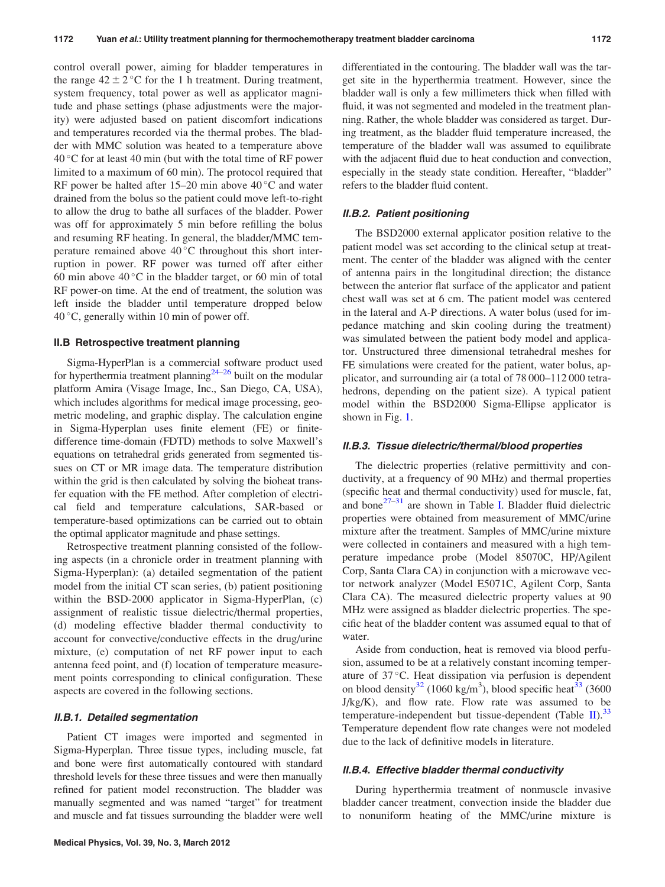control overall power, aiming for bladder temperatures in the range $42 \pm 2\,^{\circ}C$ for the 1 h treatment. During treatment, system frequency, total power as well as applicator magnitude and phase settings (phase adjustments were the majority) were adjusted based on patient discomfort indications and temperatures recorded via the thermal probes. The bladder with MMC solution was heated to a temperature above $40\,^{\circ}C$ for at least 40 min (but with the total time of RF power limited to a maximum of 60 min). The protocol required that RF power be halted after 15–20 min above $40\,^{\circ}C$ and water drained from the bolus so the patient could move left-to-right to allow the drug to bathe all surfaces of the bladder. Power was off for approximately 5 min before refilling the bolus and resuming RF heating. In general, the bladder/MMC temperature remained above $40\,^{\circ}C$ throughout this short interruption in power. RF power was turned off after either 60 min above $40\,^{\circ}C$ in the bladder target, or 60 min of total RF power-on time. At the end of treatment, the solution was left inside the bladder until temperature dropped below $40\,^{\circ}C$, generally within 10 min of power off.

## II.B Retrospective treatment planning

Sigma-HyperPlan is a commercial software product used for hyperthermia treatment planning[24–26] built on the modular platform Amira (Visage Image, Inc., San Diego, CA, USA), which includes algorithms for medical image processing, geometric modeling, and graphic display. The calculation engine in Sigma-Hyperplan uses finite element (FE) or finite-difference time-domain (FDTD) methods to solve Maxwell's equations on tetrahedral grids generated from segmented tissues on CT or MR image data. The temperature distribution within the grid is then calculated by solving the bioheat transfer equation with the FE method. After completion of electrical field and temperature calculations, SAR-based or temperature-based optimizations can be carried out to obtain the optimal applicator magnitude and phase settings.

Retrospective treatment planning consisted of the following aspects (in a chronicle order in treatment planning with Sigma-Hyperplan): (a) detailed segmentation of the patient model from the initial CT scan series, (b) patient positioning within the BSD-2000 applicator in Sigma-HyperPlan, (c) assignment of realistic tissue dielectric/thermal properties, (d) modeling effective bladder thermal conductivity to account for convective/conductive effects in the drug/urine mixture, (e) computation of net RF power input to each antenna feed point, and (f) location of temperature measurement points corresponding to clinical configuration. These aspects are covered in the following sections.

### *II.B.1. Detailed segmentation*

Patient CT images were imported and segmented in Sigma-Hyperplan. Three tissue types, including muscle, fat and bone were first automatically contoured with standard threshold levels for these three tissues and were then manually refined for patient model reconstruction. The bladder was manually segmented and was named "target" for treatment and muscle and fat tissues surrounding the bladder were well differentiated in the contouring. The bladder wall was the target site in the hyperthermia treatment. However, since the bladder wall is only a few millimeters thick when filled with fluid, it was not segmented and modeled in the treatment planning. Rather, the whole bladder was considered as target. During treatment, as the bladder fluid temperature increased, the temperature of the bladder wall was assumed to equilibrate with the adjacent fluid due to heat conduction and convection, especially in the steady state condition. Hereafter, "bladder" refers to the bladder fluid content.

### *II.B.2. Patient positioning*

The BSD2000 external applicator position relative to the patient model was set according to the clinical setup at treatment. The center of the bladder was aligned with the center of antenna pairs in the longitudinal direction; the distance between the anterior flat surface of the applicator and patient chest wall was set at 6 cm. The patient model was centered in the lateral and A-P directions. A water bolus (used for impedance matching and skin cooling during the treatment) was simulated between the patient body model and applicator. Unstructured three dimensional tetrahedral meshes for FE simulations were created for the patient, water bolus, applicator, and surrounding air (a total of 78 000–112 000 tetrahedrons, depending on the patient size). A typical patient model within the BSD2000 Sigma-Ellipse applicator is shown in Fig. 1.

### *II.B.3. Tissue dielectric/thermal/blood properties*

The dielectric properties (relative permittivity and conductivity, at a frequency of 90 MHz) and thermal properties (specific heat and thermal conductivity) used for muscle, fat, and bone[27–31] are shown in Table I. Bladder fluid dielectric properties were obtained from measurement of MMC/urine mixture after the treatment. Samples of MMC/urine mixture were collected in containers and measured with a high temperature impedance probe (Model 85070C, HP/Agilent Corp, Santa Clara CA) in conjunction with a microwave vector network analyzer (Model E5071C, Agilent Corp, Santa Clara CA). The measured dielectric property values at 90 MHz were assigned as bladder dielectric properties. The specific heat of the bladder content was assumed equal to that of water.

Aside from conduction, heat is removed via blood perfusion, assumed to be at a relatively constant incoming temperature of $37\,^{\circ}C$. Heat dissipation via perfusion is dependent on blood density[32] (1060 $kg/m^3$), blood specific heat[33] (3600 J/kg/K), and flow rate. Flow rate was assumed to be temperature-independent but tissue-dependent (Table II).[33] Temperature dependent flow rate changes were not modeled due to the lack of definitive models in literature.

### *II.B.4. Effective bladder thermal conductivity*

During hyperthermia treatment of nonmuscle invasive bladder cancer treatment, convection inside the bladder due to nonuniform heating of the MMC/urine mixture is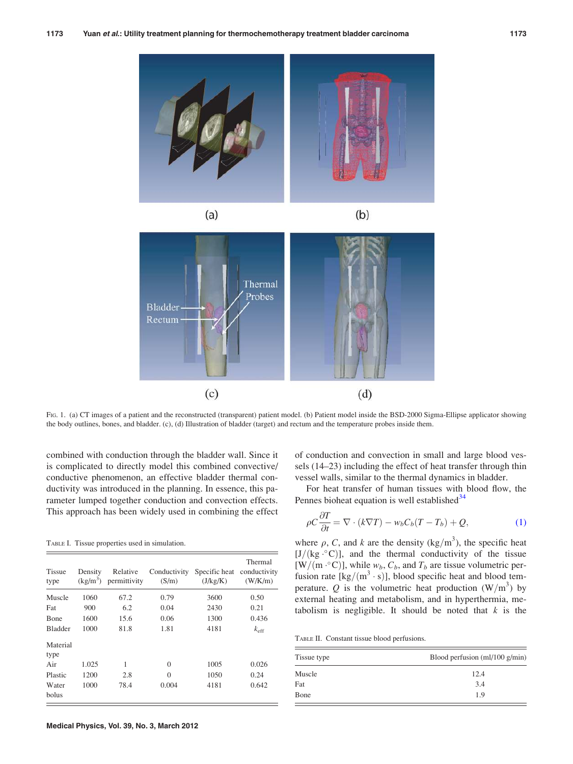FIG. 1. (a) CT images of a patient and the reconstructed (transparent) patient model. (b) Patient model inside the BSD-2000 Sigma-Ellipse applicator showing the body outlines, bones, and bladder. (c), (d) Illustration of bladder (target) and rectum and the temperature probes inside them.

combined with conduction through the bladder wall. Since it is complicated to directly model this combined convective/conductive phenomenon, an effective bladder thermal conductivity was introduced in the planning. In essence, this parameter lumped together conduction and convection effects. This approach has been widely used in combining the effect of conduction and convection in small and large blood vessels (14–23) including the effect of heat transfer through thin vessel walls, similar to the thermal dynamics in bladder.

TABLE I. Tissue properties used in simulation.

| Tissue type | Density ($kg/m^3$) | Relative permittivity | Conductivity (S/m) | Specific heat (J/kg/K) | Thermal conductivity (W/K/m) |
|---|---|---|---|---|---|
| Muscle | 1060 | 67.2 | 0.79 | 3600 | 0.50 |
| Fat | 900 | 6.2 | 0.04 | 2430 | 0.21 |
| Bone | 1600 | 15.6 | 0.06 | 1300 | 0.436 |
| Bladder | 1000 | 81.8 | 1.81 | 4181 | $k_{eff}$ |
| Material type | | | | | |
| Air | 1.025 | 1 | 0 | 1005 | 0.026 |
| Plastic | 1200 | 2.8 | 0 | 1050 | 0.24 |
| Water bolus | 1000 | 78.4 | 0.004 | 4181 | 0.642 |

For heat transfer of human tissues with blood flow, the Pennes bioheat equation is well established[34]

$$\rho C \frac{\partial T}{\partial t} = \nabla \cdot (k \nabla T) - w_b C_b (T - T_b) + Q, \quad (1)$$

where $\rho$, $C$, and $k$ are the density ($kg/m^3$), the specific heat [$J/(kg \cdot °C)$], and the thermal conductivity of the tissue [$W/(m \cdot °C)$], while $w_b$, $C_b$, and $T_b$ are tissue volumetric perfusion rate [$kg/(m^3 \cdot s)$], blood specific heat and blood temperature. $Q$ is the volumetric heat production ($W/m^3$) by external heating and metabolism, and in hyperthermia, metabolism is negligible. It should be noted that $k$ is the

TABLE II. Constant tissue blood perfusions.

| Tissue type | Blood perfusion (ml/100 g/min) |
|---|---|
| Muscle | 12.4 |
| Fat | 3.4 |
| Bone | 1.9 |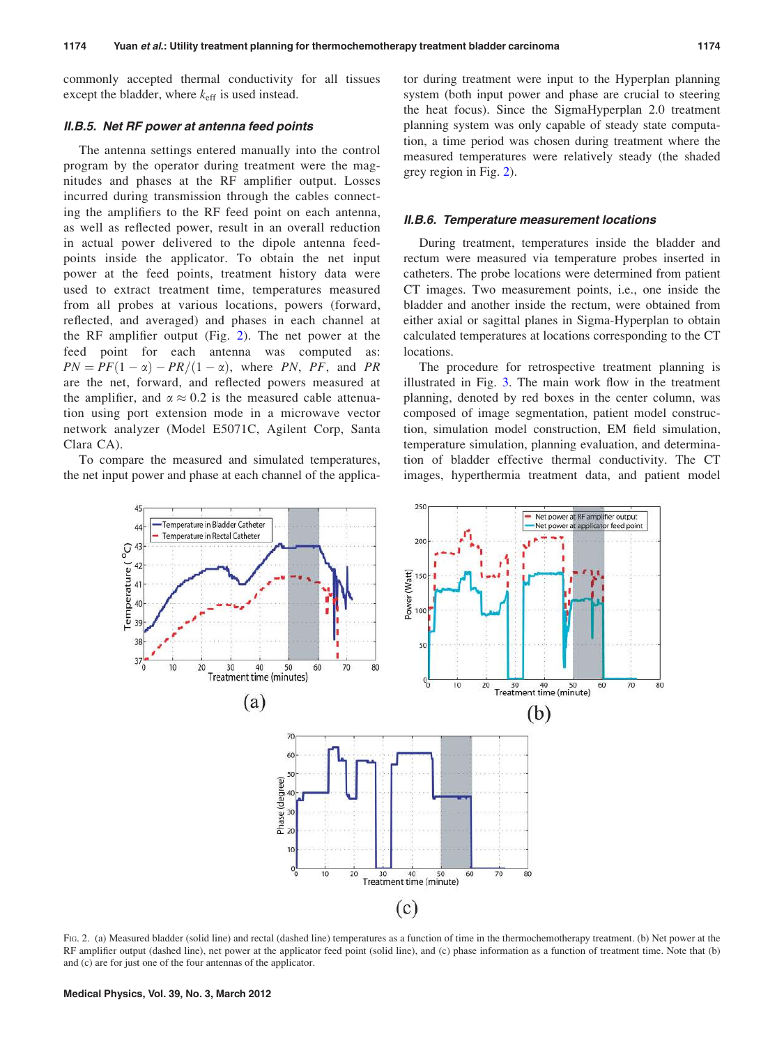commonly accepted thermal conductivity for all tissues except the bladder, where $k_{eff}$ is used instead.

#### II.B.5. Net RF power at antenna feed points

The antenna settings entered manually into the control program by the operator during treatment were the magnitudes and phases at the RF amplifier output. Losses incurred during transmission through the cables connecting the amplifiers to the RF feed point on each antenna, as well as reflected power, result in an overall reduction in actual power delivered to the dipole antenna feedpoints inside the applicator. To obtain the net input power at the feed points, treatment history data were used to extract treatment time, temperatures measured from all probes at various locations, powers (forward, reflected, and averaged) and phases in each channel at the RF amplifier output (Fig. 2). The net power at the feed point for each antenna was computed as: $PN = PF(1-\alpha) - PR/(1-\alpha)$, where $PN$, $PF$, and $PR$ are the net, forward, and reflected powers measured at the amplifier, and $\alpha \approx 0.2$ is the measured cable attenuation using port extension mode in a microwave vector network analyzer (Model E5071C, Agilent Corp, Santa Clara CA).

To compare the measured and simulated temperatures, the net input power and phase at each channel of the applicator during treatment were input to the Hyperplan planning system (both input power and phase are crucial to steering the heat focus). Since the SigmaHyperplan 2.0 treatment planning system was only capable of steady state computation, a time period was chosen during treatment where the measured temperatures were relatively steady (the shaded grey region in Fig. 2).

#### II.B.6. Temperature measurement locations

During treatment, temperatures inside the bladder and rectum were measured via temperature probes inserted in catheters. The probe locations were determined from patient CT images. Two measurement points, i.e., one inside the bladder and another inside the rectum, were obtained from either axial or sagittal planes in Sigma-Hyperplan to obtain calculated temperatures at locations corresponding to the CT locations.

The procedure for retrospective treatment planning is illustrated in Fig. 3. The main work flow in the treatment planning, denoted by red boxes in the center column, was composed of image segmentation, patient model construction, simulation model construction, EM field simulation, temperature simulation, planning evaluation, and determination of bladder effective thermal conductivity. The CT images, hyperthermia treatment data, and patient model

FIG. 2. (a) Measured bladder (solid line) and rectal (dashed line) temperatures as a function of time in the thermochemotherapy treatment. (b) Net power at the RF amplifier output (dashed line), net power at the applicator feed point (solid line), and (c) phase information as a function of treatment time. Note that (b) and (c) are for just one of the four antennas of the applicator.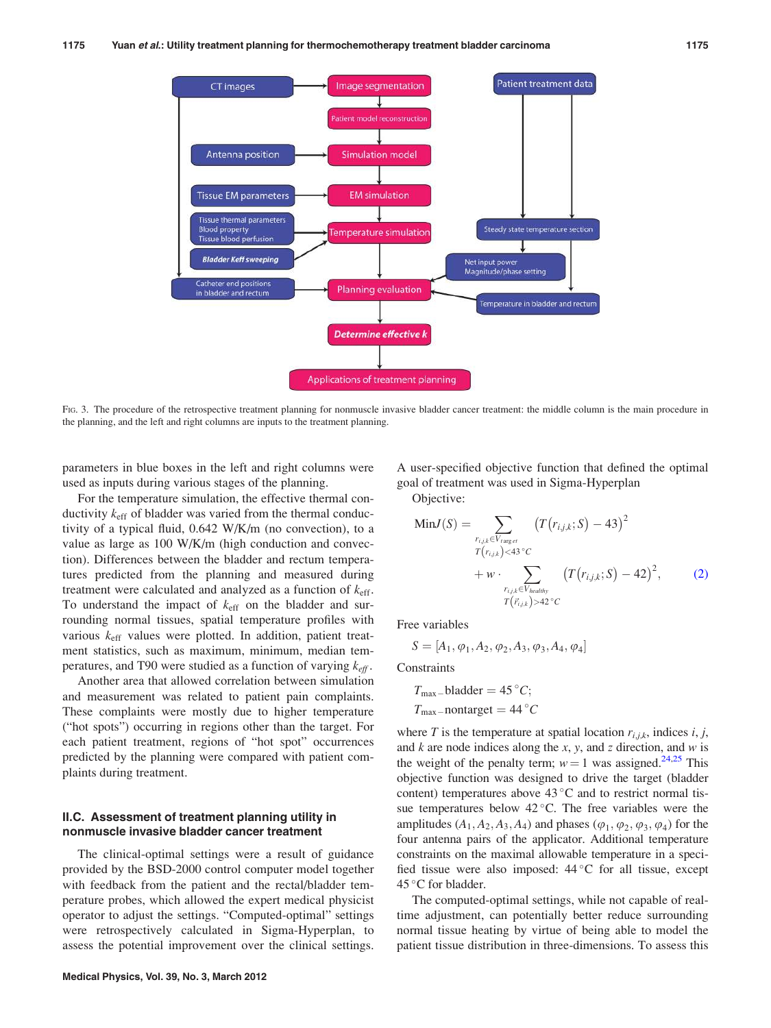Fig. 3. The procedure of the retrospective treatment planning for nonmuscle invasive bladder cancer treatment: the middle column is the main procedure in the planning, and the left and right columns are inputs to the treatment planning.

parameters in blue boxes in the left and right columns were used as inputs during various stages of the planning.

For the temperature simulation, the effective thermal conductivity $k_{\text{eff}}$ of bladder was varied from the thermal conductivity of a typical fluid, 0.642 W/K/m (no convection), to a value as large as 100 W/K/m (high conduction and convection). Differences between the bladder and rectum temperatures predicted from the planning and measured during treatment were calculated and analyzed as a function of $k_{\text{eff}}$. To understand the impact of $k_{\text{eff}}$ on the bladder and surrounding normal tissues, spatial temperature profiles with various $k_{\text{eff}}$ values were plotted. In addition, patient treatment statistics, such as maximum, minimum, median temperatures, and T90 were studied as a function of varying $k_{eff}$.

Another area that allowed correlation between simulation and measurement was related to patient pain complaints. These complaints were mostly due to higher temperature ("hot spots") occurring in regions other than the target. For each patient treatment, regions of "hot spot" occurrences predicted by the planning were compared with patient complaints during treatment.

### II.C. Assessment of treatment planning utility in nonmuscle invasive bladder cancer treatment

The clinical-optimal settings were a result of guidance provided by the BSD-2000 control computer model together with feedback from the patient and the rectal/bladder temperature probes, which allowed the expert medical physicist operator to adjust the settings. "Computed-optimal" settings were retrospectively calculated in Sigma-Hyperplan, to assess the potential improvement over the clinical settings. A user-specified objective function that defined the optimal goal of treatment was used in Sigma-Hyperplan

Objective:

$$\text{Min}J(S) = \sum_{\substack{r_{i,j,k} \in V_{target} \\ T(r_{i,j,k}) < 43\,^{\circ}C}} \left(T\left(r_{i,j,k};S\right) - 43\right)^2 + w \cdot \sum_{\substack{r_{i,j,k} \in V_{healthy} \\ T(\vec{r}_{i,j,k}) > 42\,^{\circ}C}} \left(T\left(r_{i,j,k};S\right) - 42\right)^2, \tag{2}$$

Free variables

$$S = [A_1, \varphi_1, A_2, \varphi_2, A_3, \varphi_3, A_4, \varphi_4]$$

Constraints

$$T_{\max-}\text{bladder} = 45\,^{\circ}C;$$

$$T_{\max-}\text{nontarget} = 44\,^{\circ}C$$

where $T$ is the temperature at spatial location $r_{i,j,k}$, indices $i$, $j$, and $k$ are node indices along the $x$, $y$, and $z$ direction, and $w$ is the weight of the penalty term; $w = 1$ was assigned.[24,25] This objective function was designed to drive the target (bladder content) temperatures above 43 °C and to restrict normal tissue temperatures below 42 °C. The free variables were the amplitudes ($A_1, A_2, A_3, A_4$) and phases ($\varphi_1, \varphi_2, \varphi_3, \varphi_4$) for the four antenna pairs of the applicator. Additional temperature constraints on the maximal allowable temperature in a specified tissue were also imposed: 44 °C for all tissue, except 45 °C for bladder.

The computed-optimal settings, while not capable of real-time adjustment, can potentially better reduce surrounding normal tissue heating by virtue of being able to model the patient tissue distribution in three-dimensions. To assess this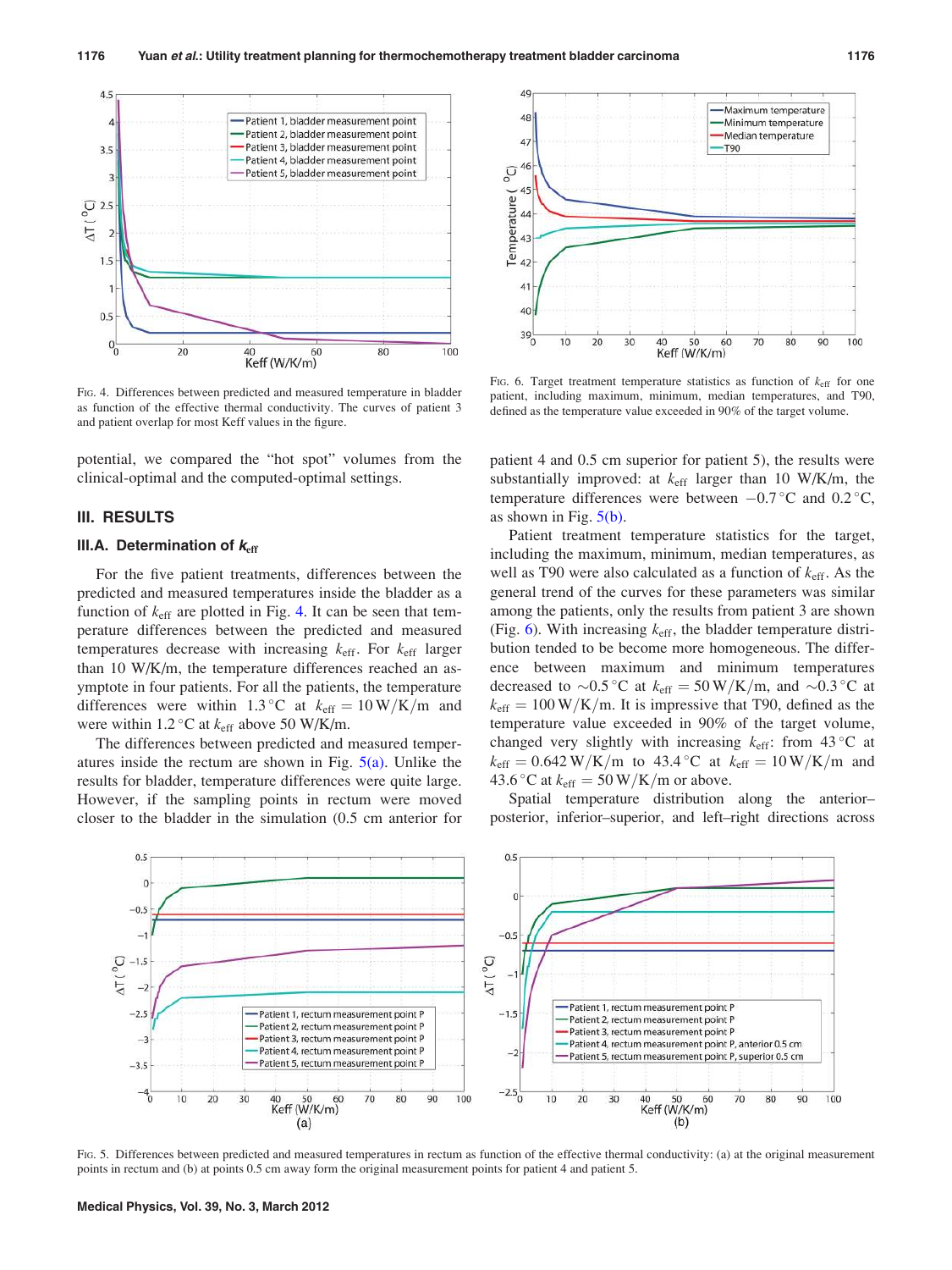FIG. 4. Differences between predicted and measured temperature in bladder as function of the effective thermal conductivity. The curves of patient 3 and patient overlap for most Keff values in the figure.

FIG. 6. Target treatment temperature statistics as function of $k_{eff}$ for one patient, including maximum, minimum, median temperatures, and T90, defined as the temperature value exceeded in 90% of the target volume.

potential, we compared the "hot spot" volumes from the clinical-optimal and the computed-optimal settings.

## III. RESULTS

### III.A. Determination of $k_{eff}$

For the five patient treatments, differences between the predicted and measured temperatures inside the bladder as a function of $k_{eff}$ are plotted in Fig. 4. It can be seen that temperature differences between the predicted and measured temperatures decrease with increasing $k_{eff}$. For $k_{eff}$ larger than 10 W/K/m, the temperature differences reached an asymptote in four patients. For all the patients, the temperature differences were within 1.3 °C at $k_{eff} = 10\,\mathrm{W/K/m}$ and were within 1.2 °C at $k_{eff}$ above 50 W/K/m.

The differences between predicted and measured temperatures inside the rectum are shown in Fig. 5(a). Unlike the results for bladder, temperature differences were quite large. However, if the sampling points in rectum were moved closer to the bladder in the simulation (0.5 cm anterior for patient 4 and 0.5 cm superior for patient 5), the results were substantially improved: at $k_{eff}$ larger than 10 W/K/m, the temperature differences were between −0.7 °C and 0.2 °C, as shown in Fig. 5(b).

Patient treatment temperature statistics for the target, including the maximum, minimum, median temperatures, as well as T90 were also calculated as a function of $k_{eff}$. As the general trend of the curves for these parameters was similar among the patients, only the results from patient 3 are shown (Fig. 6). With increasing $k_{eff}$, the bladder temperature distribution tended to be become more homogeneous. The difference between maximum and minimum temperatures decreased to ∼0.5 °C at $k_{eff} = 50\,\mathrm{W/K/m}$, and ∼0.3 °C at $k_{eff} = 100\,\mathrm{W/K/m}$. It is impressive that T90, defined as the temperature value exceeded in 90% of the target volume, changed very slightly with increasing $k_{eff}$: from 43 °C at $k_{eff} = 0.642\,\mathrm{W/K/m}$ to 43.4 °C at $k_{eff} = 10\,\mathrm{W/K/m}$ and 43.6 °C at $k_{eff} = 50\,\mathrm{W/K/m}$ or above.

Spatial temperature distribution along the anterior–posterior, inferior–superior, and left–right directions across

FIG. 5. Differences between predicted and measured temperatures in rectum as function of the effective thermal conductivity: (a) at the original measurement points in rectum and (b) at points 0.5 cm away form the original measurement points for patient 4 and patient 5.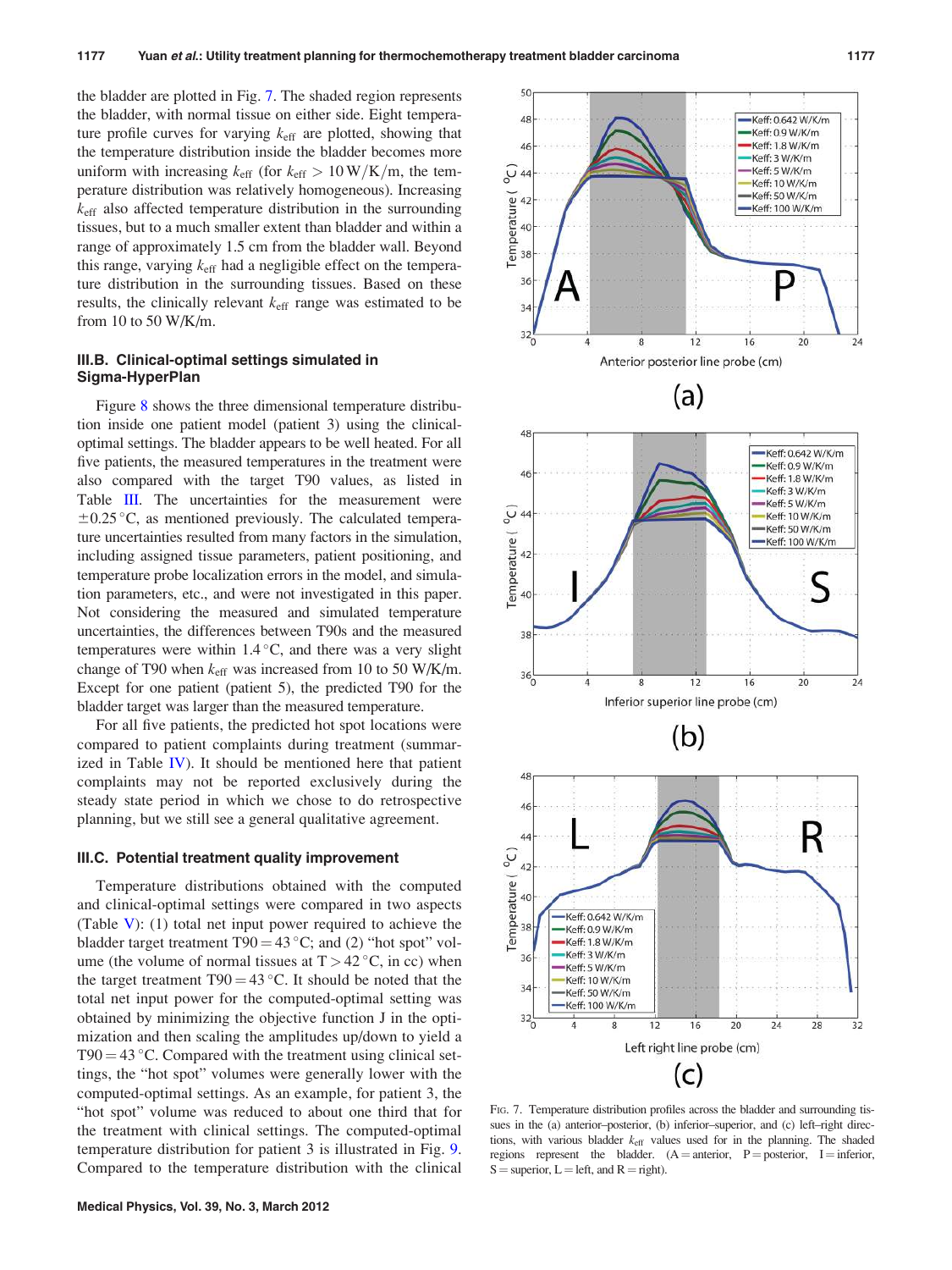the bladder are plotted in Fig. 7. The shaded region represents the bladder, with normal tissue on either side. Eight temperature profile curves for varying $k_{\mathrm{eff}}$ are plotted, showing that the temperature distribution inside the bladder becomes more uniform with increasing $k_{\mathrm{eff}}$ (for $k_{\mathrm{eff}} > 10\,\mathrm{W/K/m}$, the temperature distribution was relatively homogeneous). Increasing $k_{\mathrm{eff}}$ also affected temperature distribution in the surrounding tissues, but to a much smaller extent than bladder and within a range of approximately 1.5 cm from the bladder wall. Beyond this range, varying $k_{\mathrm{eff}}$ had a negligible effect on the temperature distribution in the surrounding tissues. Based on these results, the clinically relevant $k_{\mathrm{eff}}$ range was estimated to be from 10 to 50 W/K/m.

### III.B. Clinical-optimal settings simulated in Sigma-HyperPlan

Figure 8 shows the three dimensional temperature distribution inside one patient model (patient 3) using the clinical-optimal settings. The bladder appears to be well heated. For all five patients, the measured temperatures in the treatment were also compared with the target T90 values, as listed in Table III. The uncertainties for the measurement were $\pm 0.25\,^{\circ}\mathrm{C}$, as mentioned previously. The calculated temperature uncertainties resulted from many factors in the simulation, including assigned tissue parameters, patient positioning, and temperature probe localization errors in the model, and simulation parameters, etc., and were not investigated in this paper. Not considering the measured and simulated temperature uncertainties, the differences between T90s and the measured temperatures were within $1.4\,^{\circ}\mathrm{C}$, and there was a very slight change of T90 when $k_{\mathrm{eff}}$ was increased from 10 to 50 W/K/m. Except for one patient (patient 5), the predicted T90 for the bladder target was larger than the measured temperature.

For all five patients, the predicted hot spot locations were compared to patient complaints during treatment (summarized in Table IV). It should be mentioned here that patient complaints may not be reported exclusively during the steady state period in which we chose to do retrospective planning, but we still see a general qualitative agreement.

### III.C. Potential treatment quality improvement

Temperature distributions obtained with the computed and clinical-optimal settings were compared in two aspects (Table V): (1) total net input power required to achieve the bladder target treatment $\mathrm{T90} = 43\,^{\circ}\mathrm{C}$; and (2) "hot spot" volume (the volume of normal tissues at $T > 42\,^{\circ}\mathrm{C}$, in cc) when the target treatment $\mathrm{T90} = 43\,^{\circ}\mathrm{C}$. It should be noted that the total net input power for the computed-optimal setting was obtained by minimizing the objective function J in the optimization and then scaling the amplitudes up/down to yield a $\mathrm{T90} = 43\,^{\circ}\mathrm{C}$. Compared with the treatment using clinical settings, the "hot spot" volumes were generally lower with the computed-optimal settings. As an example, for patient 3, the "hot spot" volume was reduced to about one third that for the treatment with clinical settings. The computed-optimal temperature distribution for patient 3 is illustrated in Fig. 9. Compared to the temperature distribution with the clinical

FIG. 7. Temperature distribution profiles across the bladder and surrounding tissues in the (a) anterior–posterior, (b) inferior–superior, and (c) left–right directions, with various bladder $k_{\mathrm{eff}}$ values used for in the planning. The shaded regions represent the bladder. (A = anterior, P = posterior, I = inferior, S = superior, L = left, and R = right).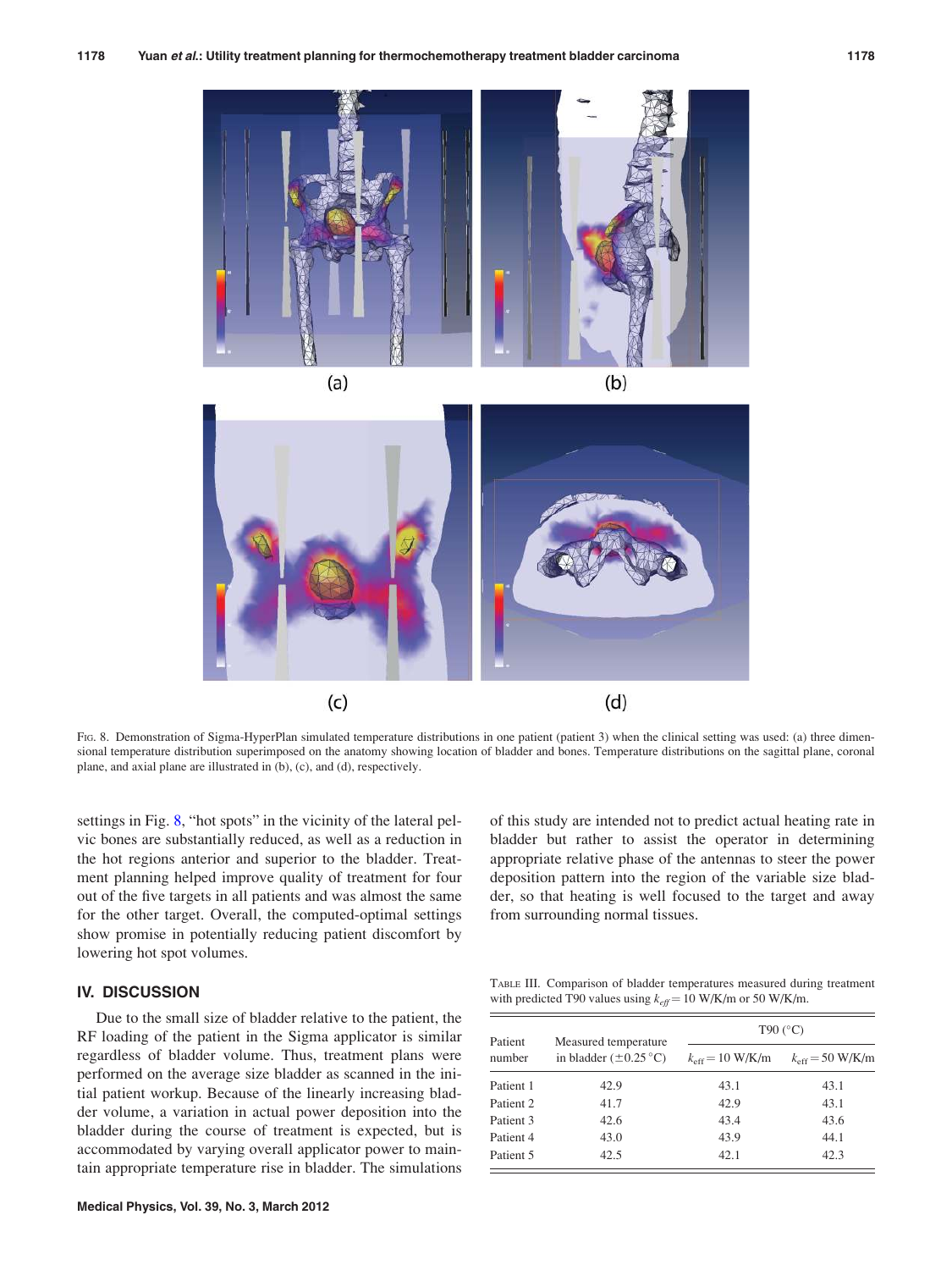FIG. 8. Demonstration of Sigma-HyperPlan simulated temperature distributions in one patient (patient 3) when the clinical setting was used: (a) three dimensional temperature distribution superimposed on the anatomy showing location of bladder and bones. Temperature distributions on the sagittal plane, coronal plane, and axial plane are illustrated in (b), (c), and (d), respectively.

settings in Fig. 8, "hot spots" in the vicinity of the lateral pelvic bones are substantially reduced, as well as a reduction in the hot regions anterior and superior to the bladder. Treatment planning helped improve quality of treatment for four out of the five targets in all patients and was almost the same for the other target. Overall, the computed-optimal settings show promise in potentially reducing patient discomfort by lowering hot spot volumes.

## IV. DISCUSSION

Due to the small size of bladder relative to the patient, the RF loading of the patient in the Sigma applicator is similar regardless of bladder volume. Thus, treatment plans were performed on the average size bladder as scanned in the initial patient workup. Because of the linearly increasing bladder volume, a variation in actual power deposition into the bladder during the course of treatment is expected, but is accommodated by varying overall applicator power to maintain appropriate temperature rise in bladder. The simulations of this study are intended not to predict actual heating rate in bladder but rather to assist the operator in determining appropriate relative phase of the antennas to steer the power deposition pattern into the region of the variable size bladder, so that heating is well focused to the target and away from surrounding normal tissues.

TABLE III. Comparison of bladder temperatures measured during treatment with predicted T90 values using $k_{eff} = 10$ W/K/m or 50 W/K/m.

| Patient number | Measured temperature in bladder ($\pm 0.25$ °C) | T90 (°C) | |
|---|---|---|---|
| | | $k_{eff} = 10$ W/K/m | $k_{eff} = 50$ W/K/m |
| Patient 1 | 42.9 | 43.1 | 43.1 |
| Patient 2 | 41.7 | 42.9 | 43.1 |
| Patient 3 | 42.6 | 43.4 | 43.6 |
| Patient 4 | 43.0 | 43.9 | 44.1 |
| Patient 5 | 42.5 | 42.1 | 42.3 |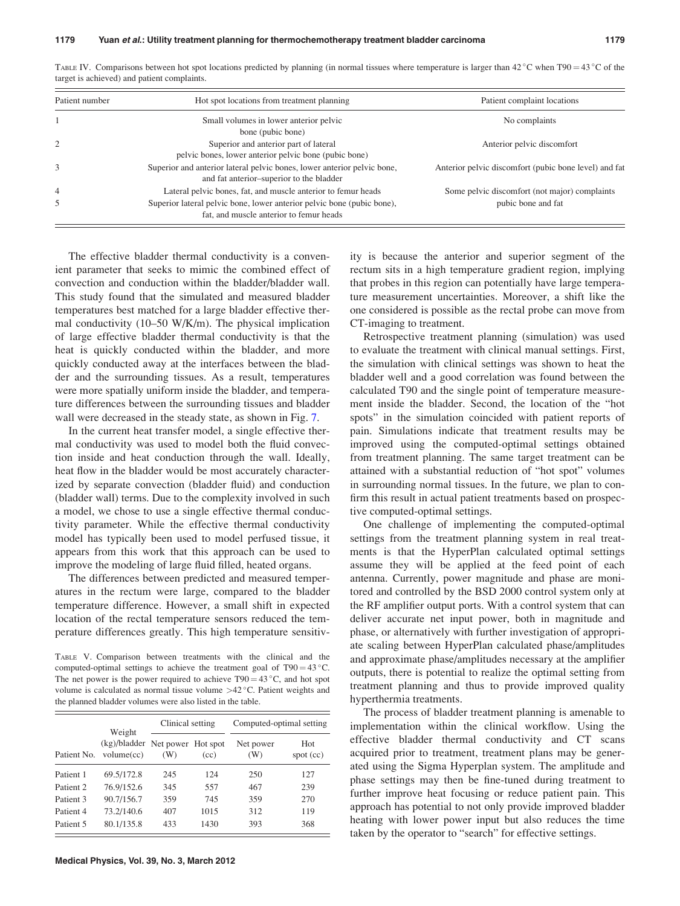TABLE IV. Comparisons between hot spot locations predicted by planning (in normal tissues where temperature is larger than 42 °C when T90 = 43 °C of the target is achieved) and patient complaints.

| Patient number | Hot spot locations from treatment planning | Patient complaint locations |
|---|---|---|
| 1 | Small volumes in lower anterior pelvic bone (pubic bone) | No complaints |
| 2 | Superior and anterior part of lateral pelvic bones, lower anterior pelvic bone (pubic bone) | Anterior pelvic discomfort |
| 3 | Superior and anterior lateral pelvic bones, lower anterior pelvic bone, and fat anterior–superior to the bladder | Anterior pelvic discomfort (pubic bone level) and fat |
| 4 | Lateral pelvic bones, fat, and muscle anterior to femur heads | Some pelvic discomfort (not major) complaints |
| 5 | Superior lateral pelvic bone, lower anterior pelvic bone (pubic bone), fat, and muscle anterior to femur heads | pubic bone and fat |

The effective bladder thermal conductivity is a convenient parameter that seeks to mimic the combined effect of convection and conduction within the bladder/bladder wall. This study found that the simulated and measured bladder temperatures best matched for a large bladder effective thermal conductivity (10–50 W/K/m). The physical implication of large effective bladder thermal conductivity is that the heat is quickly conducted within the bladder, and more quickly conducted away at the interfaces between the bladder and the surrounding tissues. As a result, temperatures were more spatially uniform inside the bladder, and temperature differences between the surrounding tissues and bladder wall were decreased in the steady state, as shown in Fig. 7.

In the current heat transfer model, a single effective thermal conductivity was used to model both the fluid convection inside and heat conduction through the wall. Ideally, heat flow in the bladder would be most accurately characterized by separate convection (bladder fluid) and conduction (bladder wall) terms. Due to the complexity involved in such a model, we chose to use a single effective thermal conductivity parameter. While the effective thermal conductivity model has typically been used to model perfused tissue, it appears from this work that this approach can be used to improve the modeling of large fluid filled, heated organs.

The differences between predicted and measured temperatures in the rectum were large, compared to the bladder temperature difference. However, a small shift in expected location of the rectal temperature sensors reduced the temperature differences greatly. This high temperature sensitivity is because the anterior and superior segment of the rectum sits in a high temperature gradient region, implying that probes in this region can potentially have large temperature measurement uncertainties. Moreover, a shift like the one considered is possible as the rectal probe can move from CT-imaging to treatment.

TABLE V. Comparison between treatments with the clinical and the computed-optimal settings to achieve the treatment goal of T90 = 43 °C. The net power is the power required to achieve T90 = 43 °C, and hot spot volume is calculated as normal tissue volume >42 °C. Patient weights and the planned bladder volumes were also listed in the table.

| Patient No. | Weight (kg)/bladder volume(cc) | Clinical setting | | Computed-optimal setting | |
|---|---|---|---|---|---|
| | | Net power (W) | Hot spot (cc) | Net power (W) | Hot spot (cc) |
| Patient 1 | 69.5/172.8 | 245 | 124 | 250 | 127 |
| Patient 2 | 76.9/152.6 | 345 | 557 | 467 | 239 |
| Patient 3 | 90.7/156.7 | 359 | 745 | 359 | 270 |
| Patient 4 | 73.2/140.6 | 407 | 1015 | 312 | 119 |
| Patient 5 | 80.1/135.8 | 433 | 1430 | 393 | 368 |

Retrospective treatment planning (simulation) was used to evaluate the treatment with clinical manual settings. First, the simulation with clinical settings was shown to heat the bladder well and a good correlation was found between the calculated T90 and the single point of temperature measurement inside the bladder. Second, the location of the "hot spots" in the simulation coincided with patient reports of pain. Simulations indicate that treatment results may be improved using the computed-optimal settings obtained from treatment planning. The same target treatment can be attained with a substantial reduction of "hot spot" volumes in surrounding normal tissues. In the future, we plan to confirm this result in actual patient treatments based on prospective computed-optimal settings.

One challenge of implementing the computed-optimal settings from the treatment planning system in real treatments is that the HyperPlan calculated optimal settings assume they will be applied at the feed point of each antenna. Currently, power magnitude and phase are monitored and controlled by the BSD 2000 control system only at the RF amplifier output ports. With a control system that can deliver accurate net input power, both in magnitude and phase, or alternatively with further investigation of appropriate scaling between HyperPlan calculated phase/amplitudes and approximate phase/amplitudes necessary at the amplifier outputs, there is potential to realize the optimal setting from treatment planning and thus to provide improved quality hyperthermia treatments.

The process of bladder treatment planning is amenable to implementation within the clinical workflow. Using the effective bladder thermal conductivity and CT scans acquired prior to treatment, treatment plans may be generated using the Sigma Hyperplan system. The amplitude and phase settings may then be fine-tuned during treatment to further improve heat focusing or reduce patient pain. This approach has potential to not only provide improved bladder heating with lower power input but also reduces the time taken by the operator to "search" for effective settings.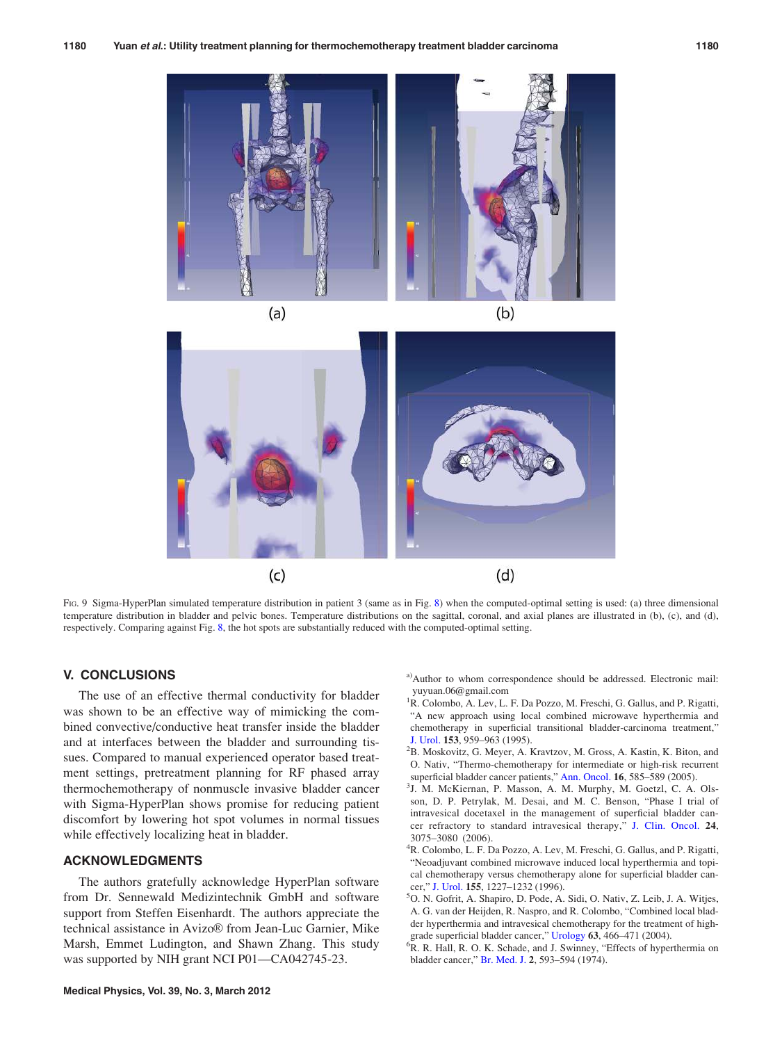FIG. 9 Sigma-HyperPlan simulated temperature distribution in patient 3 (same as in Fig. 8) when the computed-optimal setting is used: (a) three dimensional temperature distribution in bladder and pelvic bones. Temperature distributions on the sagittal, coronal, and axial planes are illustrated in (b), (c), and (d), respectively. Comparing against Fig. 8, the hot spots are substantially reduced with the computed-optimal setting.

## V. CONCLUSIONS

The use of an effective thermal conductivity for bladder was shown to be an effective way of mimicking the combined convective/conductive heat transfer inside the bladder and at interfaces between the bladder and surrounding tissues. Compared to manual experienced operator based treatment settings, pretreatment planning for RF phased array thermochemotherapy of nonmuscle invasive bladder cancer with Sigma-HyperPlan shows promise for reducing patient discomfort by lowering hot spot volumes in normal tissues while effectively localizing heat in bladder.

## ACKNOWLEDGMENTS

The authors gratefully acknowledge HyperPlan software from Dr. Sennewald Medizintechnik GmbH and software support from Steffen Eisenhardt. The authors appreciate the technical assistance in Avizo® from Jean-Luc Garnier, Mike Marsh, Emmet Ludington, and Shawn Zhang. This study was supported by NIH grant NCI P01—CA042745-23.

[a]Author to whom correspondence should be addressed. Electronic mail: yuyuan.06@gmail.com

[1]R. Colombo, A. Lev, L. F. Da Pozzo, M. Freschi, G. Gallus, and P. Rigatti, "A new approach using local combined microwave hyperthermia and chemotherapy in superficial transitional bladder-carcinoma treatment," J. Urol. **153**, 959–963 (1995).

[2]B. Moskovitz, G. Meyer, A. Kravtzov, M. Gross, A. Kastin, K. Biton, and O. Nativ, "Thermo-chemotherapy for intermediate or high-risk recurrent superficial bladder cancer patients," Ann. Oncol. **16**, 585–589 (2005).

[3]J. M. McKiernan, P. Masson, A. M. Murphy, M. Goetzl, C. A. Olsson, D. P. Petrylak, M. Desai, and M. C. Benson, "Phase I trial of intravesical docetaxel in the management of superficial bladder cancer refractory to standard intravesical therapy," J. Clin. Oncol. **24**, 3075–3080 (2006).

[4]R. Colombo, L. F. Da Pozzo, A. Lev, M. Freschi, G. Gallus, and P. Rigatti, "Neoadjuvant combined microwave induced local hyperthermia and topical chemotherapy versus chemotherapy alone for superficial bladder cancer," J. Urol. **155**, 1227–1232 (1996).

[5]O. N. Gofrit, A. Shapiro, D. Pode, A. Sidi, O. Nativ, Z. Leib, J. A. Witjes, A. G. van der Heijden, R. Naspro, and R. Colombo, "Combined local bladder hyperthermia and intravesical chemotherapy for the treatment of high-grade superficial bladder cancer," Urology **63**, 466–471 (2004).

[6]R. R. Hall, R. O. K. Schade, and J. Swinney, "Effects of hyperthermia on bladder cancer," Br. Med. J. **2**, 593–594 (1974).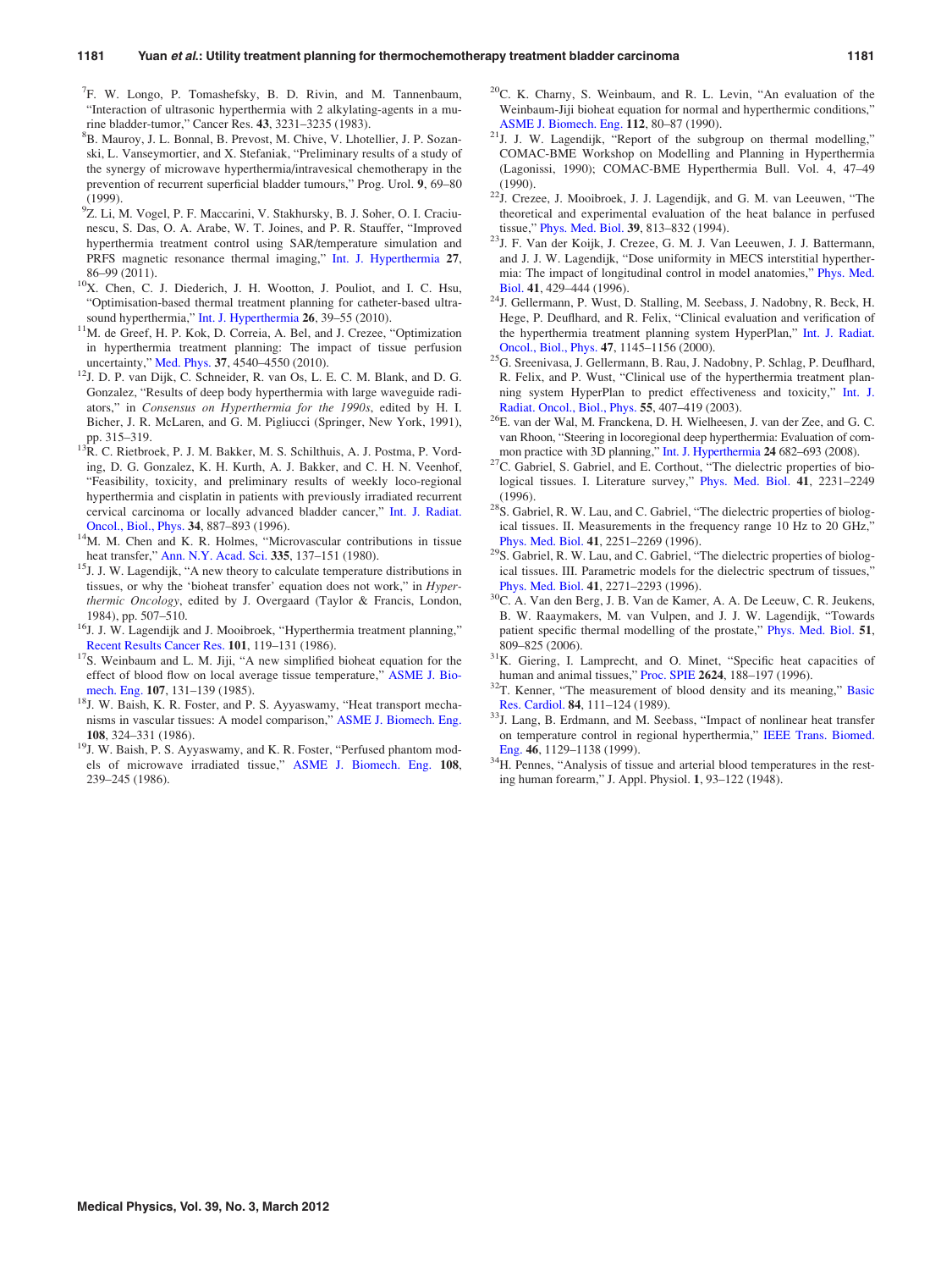[7]F. W. Longo, P. Tomashefsky, B. D. Rivin, and M. Tannenbaum, "Interaction of ultrasonic hyperthermia with 2 alkylating-agents in a murine bladder-tumor," Cancer Res. **43**, 3231–3235 (1983).

[8]B. Mauroy, J. L. Bonnal, B. Prevost, M. Chive, V. Lhotellier, J. P. Sozanski, L. Vanseymortier, and X. Stefaniak, "Preliminary results of a study of the synergy of microwave hyperthermia/intravesical chemotherapy in the prevention of recurrent superficial bladder tumours," Prog. Urol. **9**, 69–80 (1999).

[9]Z. Li, M. Vogel, P. F. Maccarini, V. Stakhursky, B. J. Soher, O. I. Craciunescu, S. Das, O. A. Arabe, W. T. Joines, and P. R. Stauffer, "Improved hyperthermia treatment control using SAR/temperature simulation and PRFS magnetic resonance thermal imaging," Int. J. Hyperthermia **27**, 86–99 (2011).

[10]X. Chen, C. J. Diederich, J. H. Wootton, J. Pouliot, and I. C. Hsu, "Optimisation-based thermal treatment planning for catheter-based ultrasound hyperthermia," Int. J. Hyperthermia **26**, 39–55 (2010).

[11]M. de Greef, H. P. Kok, D. Correia, A. Bel, and J. Crezee, "Optimization in hyperthermia treatment planning: The impact of tissue perfusion uncertainty," Med. Phys. **37**, 4540–4550 (2010).

[12]J. D. P. van Dijk, C. Schneider, R. van Os, L. E. C. M. Blank, and D. G. Gonzalez, "Results of deep body hyperthermia with large waveguide radiators," in *Consensus on Hyperthermia for the 1990s*, edited by H. I. Bicher, J. R. McLaren, and G. M. Pigliucci (Springer, New York, 1991), pp. 315–319.

[13]R. C. Rietbroek, P. J. M. Bakker, M. S. Schilthuis, A. J. Postma, P. Vording, D. G. Gonzalez, K. H. Kurth, A. J. Bakker, and C. H. N. Veenhof, "Feasibility, toxicity, and preliminary results of weekly loco-regional hyperthermia and cisplatin in patients with previously irradiated recurrent cervical carcinoma or locally advanced bladder cancer," Int. J. Radiat. Oncol., Biol., Phys. **34**, 887–893 (1996).

[14]M. M. Chen and K. R. Holmes, "Microvascular contributions in tissue heat transfer," Ann. N.Y. Acad. Sci. **335**, 137–151 (1980).

[15]J. J. W. Lagendijk, "A new theory to calculate temperature distributions in tissues, or why the 'bioheat transfer' equation does not work," in *Hyperthermic Oncology*, edited by J. Overgaard (Taylor & Francis, London, 1984), pp. 507–510.

[16]J. J. W. Lagendijk and J. Mooibroek, "Hyperthermia treatment planning," Recent Results Cancer Res. **101**, 119–131 (1986).

[17]S. Weinbaum and L. M. Jiji, "A new simplified bioheat equation for the effect of blood flow on local average tissue temperature," ASME J. Biomech. Eng. **107**, 131–139 (1985).

[18]J. W. Baish, K. R. Foster, and P. S. Ayyaswamy, "Heat transport mechanisms in vascular tissues: A model comparison," ASME J. Biomech. Eng. **108**, 324–331 (1986).

[19]J. W. Baish, P. S. Ayyaswamy, and K. R. Foster, "Perfused phantom models of microwave irradiated tissue," ASME J. Biomech. Eng. **108**, 239–245 (1986).

[20]C. K. Charny, S. Weinbaum, and R. L. Levin, "An evaluation of the Weinbaum-Jiji bioheat equation for normal and hyperthermic conditions," ASME J. Biomech. Eng. **112**, 80–87 (1990).

[21]J. J. W. Lagendijk, "Report of the subgroup on thermal modelling," COMAC-BME Workshop on Modelling and Planning in Hyperthermia (Lagonissi, 1990); COMAC-BME Hyperthermia Bull. Vol. 4, 47–49 (1990).

[22]J. Crezee, J. Mooibroek, J. J. Lagendijk, and G. M. van Leeuwen, "The theoretical and experimental evaluation of the heat balance in perfused tissue," Phys. Med. Biol. **39**, 813–832 (1994).

[23]J. F. Van der Koijk, J. Crezee, G. M. J. Van Leeuwen, J. J. Battermann, and J. J. W. Lagendijk, "Dose uniformity in MECS interstitial hyperthermia: The impact of longitudinal control in model anatomies," Phys. Med. Biol. **41**, 429–444 (1996).

[24]J. Gellermann, P. Wust, D. Stalling, M. Seebass, J. Nadobny, R. Beck, H. Hege, P. Deuflhard, and R. Felix, "Clinical evaluation and verification of the hyperthermia treatment planning system HyperPlan," Int. J. Radiat. Oncol., Biol., Phys. **47**, 1145–1156 (2000).

[25]G. Sreenivasa, J. Gellermann, B. Rau, J. Nadobny, P. Schlag, P. Deuflhard, R. Felix, and P. Wust, "Clinical use of the hyperthermia treatment planning system HyperPlan to predict effectiveness and toxicity," Int. J. Radiat. Oncol., Biol., Phys. **55**, 407–419 (2003).

[26]E. van der Wal, M. Franckena, D. H. Wielheesen, J. van der Zee, and G. C. van Rhoon, "Steering in locoregional deep hyperthermia: Evaluation of common practice with 3D planning," Int. J. Hyperthermia **24** 682–693 (2008).

[27]C. Gabriel, S. Gabriel, and E. Corthout, "The dielectric properties of biological tissues. I. Literature survey," Phys. Med. Biol. **41**, 2231–2249 (1996).

[28]S. Gabriel, R. W. Lau, and C. Gabriel, "The dielectric properties of biological tissues. II. Measurements in the frequency range 10 Hz to 20 GHz," Phys. Med. Biol. **41**, 2251–2269 (1996).

[29]S. Gabriel, R. W. Lau, and C. Gabriel, "The dielectric properties of biological tissues. III. Parametric models for the dielectric spectrum of tissues," Phys. Med. Biol. **41**, 2271–2293 (1996).

[30]C. A. Van den Berg, J. B. Van de Kamer, A. A. De Leeuw, C. R. Jeukens, B. W. Raaymakers, M. van Vulpen, and J. J. W. Lagendijk, "Towards patient specific thermal modelling of the prostate," Phys. Med. Biol. **51**, 809–825 (2006).

[31]K. Giering, I. Lamprecht, and O. Minet, "Specific heat capacities of human and animal tissues," Proc. SPIE **2624**, 188–197 (1996).

[32]T. Kenner, "The measurement of blood density and its meaning," Basic Res. Cardiol. **84**, 111–124 (1989).

[33]J. Lang, B. Erdmann, and M. Seebass, "Impact of nonlinear heat transfer on temperature control in regional hyperthermia," IEEE Trans. Biomed. Eng. **46**, 1129–1138 (1999).

[34]H. Pennes, "Analysis of tissue and arterial blood temperatures in the resting human forearm," J. Appl. Physiol. **1**, 93–122 (1948).